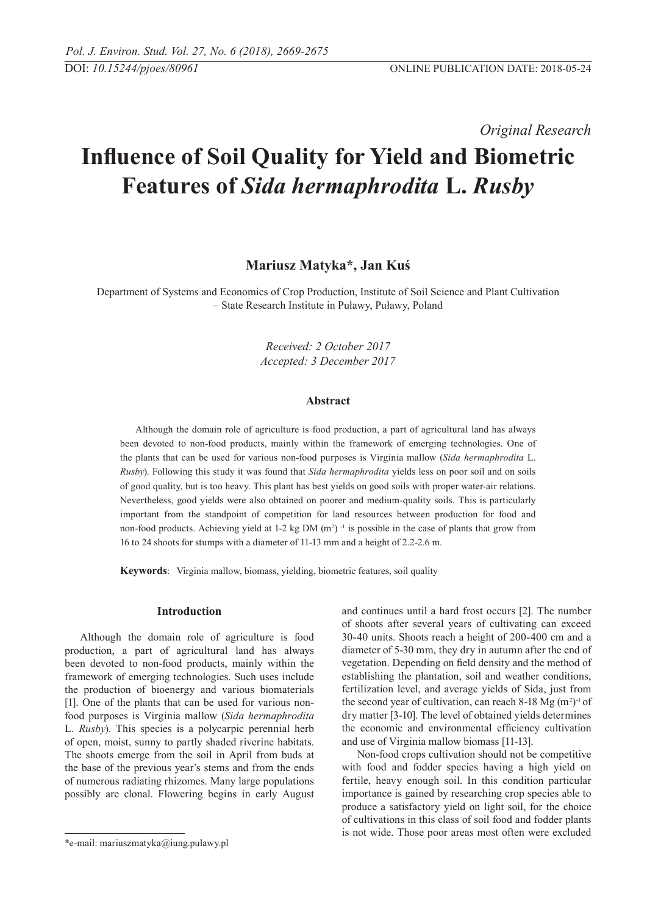*Original Research*

# Influence of Soil Quality for Yield and Biometric Features of *Sida hermaphrodita* L. *Rusby*

**Mariusz Matyka\*, Jan Kuś**

Department of Systems and Economics of Crop Production, Institute of Soil Science and Plant Cultivation – State Research Institute in Puławy, Puławy, Poland

*Received: 2 October 2017*
*Accepted: 3 December 2017*

### Abstract

Although the domain role of agriculture is food production, a part of agricultural land has always been devoted to non-food products, mainly within the framework of emerging technologies. One of the plants that can be used for various non-food purposes is Virginia mallow (*Sida hermaphrodita* L. *Rusby*). Following this study it was found that *Sida hermaphrodita* yields less on poor soil and on soils of good quality, but is too heavy. This plant has best yields on good soils with proper water-air relations. Nevertheless, good yields were also obtained on poorer and medium-quality soils. This is particularly important from the standpoint of competition for land resources between production for food and non-food products. Achieving yield at 1-2 kg DM $(m^2)^{-1}$ is possible in the case of plants that grow from 16 to 24 shoots for stumps with a diameter of 11-13 mm and a height of 2.2-2.6 m.

**Keywords**: Virginia mallow, biomass, yielding, biometric features, soil quality

## Introduction

Although the domain role of agriculture is food production, a part of agricultural land has always been devoted to non-food products, mainly within the framework of emerging technologies. Such uses include the production of bioenergy and various biomaterials [1]. One of the plants that can be used for various non-food purposes is Virginia mallow (*Sida hermaphrodita* L. *Rusby*). This species is a polycarpic perennial herb of open, moist, sunny to partly shaded riverine habitats. The shoots emerge from the soil in April from buds at the base of the previous year's stems and from the ends of numerous radiating rhizomes. Many large populations possibly are clonal. Flowering begins in early August and continues until a hard frost occurs [2]. The number of shoots after several years of cultivating can exceed 30-40 units. Shoots reach a height of 200-400 cm and a diameter of 5-30 mm, they dry in autumn after the end of vegetation. Depending on field density and the method of establishing the plantation, soil and weather conditions, fertilization level, and average yields of Sida, just from the second year of cultivation, can reach 8-18 Mg $(m^2)^{-1}$ of dry matter [3-10]. The level of obtained yields determines the economic and environmental efficiency cultivation and use of Virginia mallow biomass [11-13].

Non-food crops cultivation should not be competitive with food and fodder species having a high yield on fertile, heavy enough soil. In this condition particular importance is gained by researching crop species able to produce a satisfactory yield on light soil, for the choice of cultivations in this class of soil food and fodder plants is not wide. Those poor areas most often were excluded

\*e-mail: mariuszmatyka@iung.pulawy.pl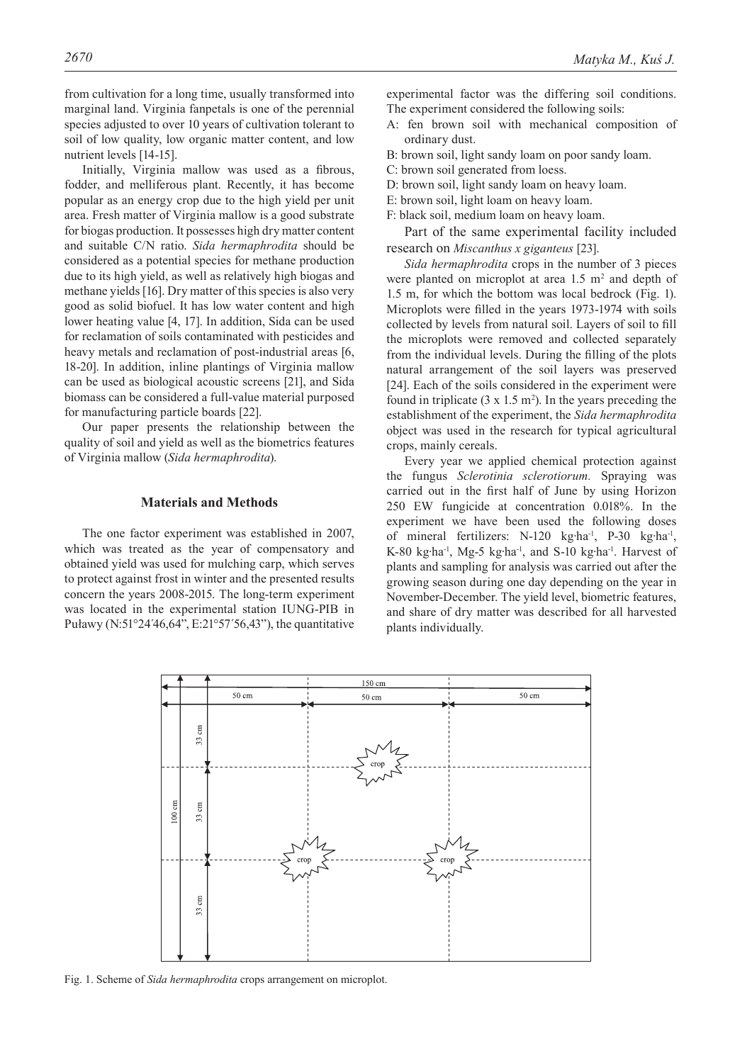from cultivation for a long time, usually transformed into marginal land. Virginia fanpetals is one of the perennial species adjusted to over 10 years of cultivation tolerant to soil of low quality, low organic matter content, and low nutrient levels [14-15].

Initially, Virginia mallow was used as a fibrous, fodder, and melliferous plant. Recently, it has become popular as an energy crop due to the high yield per unit area. Fresh matter of Virginia mallow is a good substrate for biogas production. It possesses high dry matter content and suitable C/N ratio. *Sida hermaphrodita* should be considered as a potential species for methane production due to its high yield, as well as relatively high biogas and methane yields [16]. Dry matter of this species is also very good as solid biofuel. It has low water content and high lower heating value [4, 17]. In addition, Sida can be used for reclamation of soils contaminated with pesticides and heavy metals and reclamation of post-industrial areas [6, 18-20]. In addition, inline plantings of Virginia mallow can be used as biological acoustic screens [21], and Sida biomass can be considered a full-value material purposed for manufacturing particle boards [22].

Our paper presents the relationship between the quality of soil and yield as well as the biometrics features of Virginia mallow (*Sida hermaphrodita*).

## Materials and Methods

The one factor experiment was established in 2007, which was treated as the year of compensatory and obtained yield was used for mulching carp, which serves to protect against frost in winter and the presented results concern the years 2008-2015. The long-term experiment was located in the experimental station IUNG-PIB in Puławy (N:51°24′46,64", E:21°57′56,43"), the quantitative experimental factor was the differing soil conditions. The experiment considered the following soils:

A: fen brown soil with mechanical composition of ordinary dust.
B: brown soil, light sandy loam on poor sandy loam.
C: brown soil generated from loess.
D: brown soil, light sandy loam on heavy loam.
E: brown soil, light loam on heavy loam.
F: black soil, medium loam on heavy loam.

Part of the same experimental facility included research on *Miscanthus x giganteus* [23].

*Sida hermaphrodita* crops in the number of 3 pieces were planted on microplot at area 1.5 $m^2$ and depth of 1.5 m, for which the bottom was local bedrock (Fig. 1). Microplots were filled in the years 1973-1974 with soils collected by levels from natural soil. Layers of soil to fill the microplots were removed and collected separately from the individual levels. During the filling of the plots natural arrangement of the soil layers was preserved [24]. Each of the soils considered in the experiment were found in triplicate (3 x 1.5 $m^2$). In the years preceding the establishment of the experiment, the *Sida hermaphrodita* object was used in the research for typical agricultural crops, mainly cereals.

Every year we applied chemical protection against the fungus *Sclerotinia sclerotiorum.* Spraying was carried out in the first half of June by using Horizon 250 EW fungicide at concentration 0.018%. In the experiment we have been used the following doses of mineral fertilizers: N-120 kg·ha$^{-1}$, P-30 kg·ha$^{-1}$, K-80 kg·ha$^{-1}$, Mg-5 kg·ha$^{-1}$, and S-10 kg·ha$^{-1}$. Harvest of plants and sampling for analysis was carried out after the growing season during one day depending on the year in November-December. The yield level, biometric features, and share of dry matter was described for all harvested plants individually.

Fig. 1. Scheme of *Sida hermaphrodita* crops arrangement on microplot.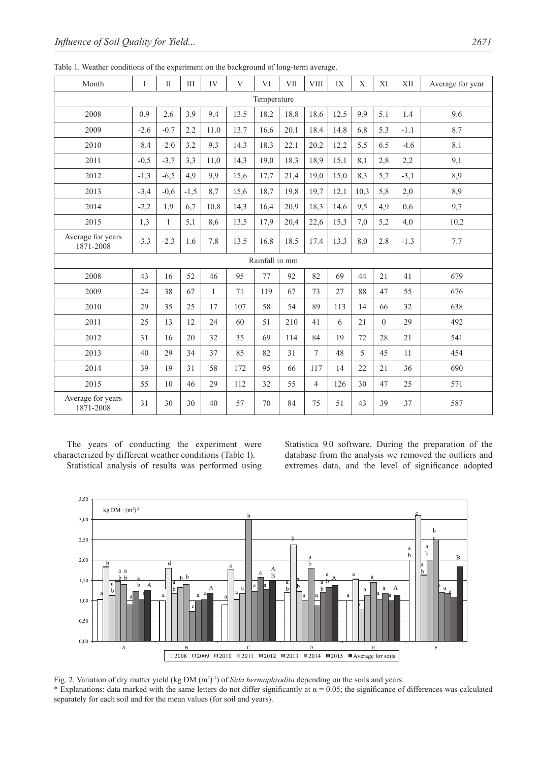Table 1. Weather conditions of the experiment on the background of long-term average.

| Month | I | II | III | IV | V | VI | VII | VIII | IX | X | XI | XII | Average for year |
|---|---|---|---|---|---|---|---|---|---|---|---|---|---|
| Temperature | | | | | | | | | | | | | |
| 2008 | 0.9 | 2.6 | 3.9 | 9.4 | 13.5 | 18.2 | 18.8 | 18.6 | 12.5 | 9.9 | 5.1 | 1.4 | 9.6 |
| 2009 | -2.6 | -0.7 | 2.2 | 11.0 | 13.7 | 16.6 | 20.1 | 18.4 | 14.8 | 6.8 | 5.3 | -1.1 | 8.7 |
| 2010 | -8.4 | -2.0 | 3.2 | 9.3 | 14.3 | 18.3 | 22.1 | 20.2 | 12.2 | 5.5 | 6.5 | -4.6 | 8.1 |
| 2011 | -0,5 | -3,7 | 3,3 | 11,0 | 14,3 | 19,0 | 18,3 | 18,9 | 15,1 | 8,1 | 2,8 | 2,2 | 9,1 |
| 2012 | -1,3 | -6,5 | 4,9 | 9,9 | 15,6 | 17,7 | 21,4 | 19,0 | 15,0 | 8,3 | 5,7 | -3,1 | 8,9 |
| 2013 | -3,4 | -0,6 | -1,5 | 8,7 | 15,6 | 18,7 | 19,8 | 19,7 | 12,1 | 10,3 | 5,8 | 2,0 | 8,9 |
| 2014 | -2,2 | 1,9 | 6,7 | 10,8 | 14,3 | 16,4 | 20,9 | 18,3 | 14,6 | 9,5 | 4,9 | 0,6 | 9,7 |
| 2015 | 1,3 | 1 | 5,1 | 8,6 | 13,5 | 17,9 | 20,4 | 22,6 | 15,3 | 7,0 | 5,2 | 4,0 | 10,2 |
| Average for years 1871-2008 | -3.3 | -2.3 | 1.6 | 7.8 | 13.5 | 16.8 | 18.5 | 17.4 | 13.3 | 8.0 | 2.8 | -1.3 | 7.7 |
| Rainfall in mm | | | | | | | | | | | | | |
| 2008 | 43 | 16 | 52 | 46 | 95 | 77 | 92 | 82 | 69 | 44 | 21 | 41 | 679 |
| 2009 | 24 | 38 | 67 | 1 | 71 | 119 | 67 | 73 | 27 | 88 | 47 | 55 | 676 |
| 2010 | 29 | 35 | 25 | 17 | 107 | 58 | 54 | 89 | 113 | 14 | 66 | 32 | 638 |
| 2011 | 25 | 13 | 12 | 24 | 60 | 51 | 210 | 41 | 6 | 21 | 0 | 29 | 492 |
| 2012 | 31 | 16 | 20 | 32 | 35 | 69 | 114 | 84 | 19 | 72 | 28 | 21 | 541 |
| 2013 | 40 | 29 | 34 | 37 | 85 | 82 | 31 | 7 | 48 | 5 | 45 | 11 | 454 |
| 2014 | 39 | 19 | 31 | 58 | 172 | 95 | 66 | 117 | 14 | 22 | 21 | 36 | 690 |
| 2015 | 55 | 10 | 46 | 29 | 112 | 32 | 55 | 4 | 126 | 30 | 47 | 25 | 571 |
| Average for years 1871-2008 | 31 | 30 | 30 | 40 | 57 | 70 | 84 | 75 | 51 | 43 | 39 | 37 | 587 |

The years of conducting the experiment were characterized by different weather conditions (Table 1).

Statistical analysis of results was performed using Statistica 9.0 software. During the preparation of the database from the analysis we removed the outliers and extremes data, and the level of significance adopted

Fig. 2. Variation of dry matter yield (kg DM $(m^2)^{-1}$) of *Sida hermaphrodita* depending on the soils and years.

\* Explanations: data marked with the same letters do not differ significantly at $\alpha = 0.05$; the significance of differences was calculated separately for each soil and for the mean values (for soil and years).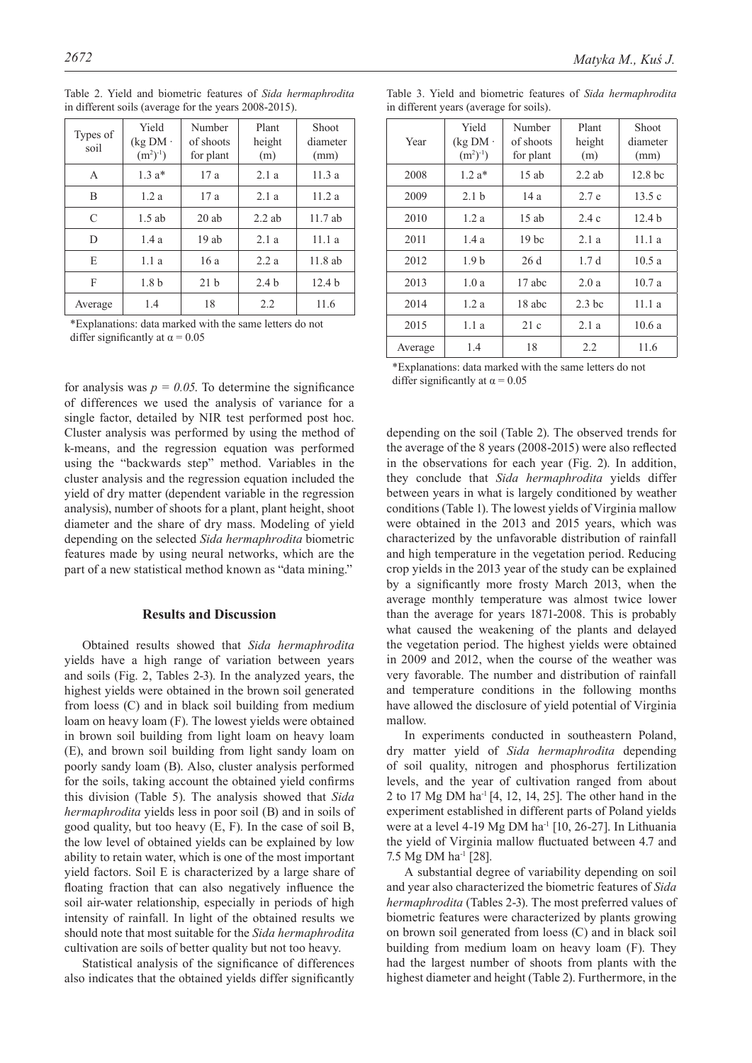Table 2. Yield and biometric features of *Sida hermaphrodita* in different soils (average for the years 2008-2015).

| Types of soil | Yield (kg DM · $(m^2)^{-1}$) | Number of shoots for plant | Plant height (m) | Shoot diameter (mm) |
|---|---|---|---|---|
| A | 1.3 a* | 17 a | 2.1 a | 11.3 a |
| B | 1.2 a | 17 a | 2.1 a | 11.2 a |
| C | 1.5 ab | 20 ab | 2.2 ab | 11.7 ab |
| D | 1.4 a | 19 ab | 2.1 a | 11.1 a |
| E | 1.1 a | 16 a | 2.2 a | 11.8 ab |
| F | 1.8 b | 21 b | 2.4 b | 12.4 b |
| Average | 1.4 | 18 | 2.2 | 11.6 |

*Explanations: data marked with the same letters do not differ significantly at $\alpha = 0.05$

Table 3. Yield and biometric features of *Sida hermaphrodita* in different years (average for soils).

| Year | Yield (kg DM · $(m^2)^{-1}$) | Number of shoots for plant | Plant height (m) | Shoot diameter (mm) |
|---|---|---|---|---|
| 2008 | 1.2 a* | 15 ab | 2.2 ab | 12.8 bc |
| 2009 | 2.1 b | 14 a | 2.7 e | 13.5 c |
| 2010 | 1.2 a | 15 ab | 2.4 c | 12.4 b |
| 2011 | 1.4 a | 19 bc | 2.1 a | 11.1 a |
| 2012 | 1.9 b | 26 d | 1.7 d | 10.5 a |
| 2013 | 1.0 a | 17 abc | 2.0 a | 10.7 a |
| 2014 | 1.2 a | 18 abc | 2.3 bc | 11.1 a |
| 2015 | 1.1 a | 21 c | 2.1 a | 10.6 a |
| Average | 1.4 | 18 | 2.2 | 11.6 |

*Explanations: data marked with the same letters do not differ significantly at $\alpha = 0.05$

for analysis was $p = 0.05$. To determine the significance of differences we used the analysis of variance for a single factor, detailed by NIR test performed post hoc. Cluster analysis was performed by using the method of k-means, and the regression equation was performed using the "backwards step" method. Variables in the cluster analysis and the regression equation included the yield of dry matter (dependent variable in the regression analysis), number of shoots for a plant, plant height, shoot diameter and the share of dry mass. Modeling of yield depending on the selected *Sida hermaphrodita* biometric features made by using neural networks, which are the part of a new statistical method known as "data mining."

## Results and Discussion

Obtained results showed that *Sida hermaphrodita* yields have a high range of variation between years and soils (Fig. 2, Tables 2-3). In the analyzed years, the highest yields were obtained in the brown soil generated from loess (C) and in black soil building from medium loam on heavy loam (F). The lowest yields were obtained in brown soil building from light loam on heavy loam (E), and brown soil building from light sandy loam on poorly sandy loam (B). Also, cluster analysis performed for the soils, taking account the obtained yield confirms this division (Table 5). The analysis showed that *Sida hermaphrodita* yields less in poor soil (B) and in soils of good quality, but too heavy (E, F). In the case of soil B, the low level of obtained yields can be explained by low ability to retain water, which is one of the most important yield factors. Soil E is characterized by a large share of floating fraction that can also negatively influence the soil air-water relationship, especially in periods of high intensity of rainfall. In light of the obtained results we should note that most suitable for the *Sida hermaphrodita* cultivation are soils of better quality but not too heavy.

Statistical analysis of the significance of differences also indicates that the obtained yields differ significantly depending on the soil (Table 2). The observed trends for the average of the 8 years (2008-2015) were also reflected in the observations for each year (Fig. 2). In addition, they conclude that *Sida hermaphrodita* yields differ between years in what is largely conditioned by weather conditions (Table 1). The lowest yields of Virginia mallow were obtained in the 2013 and 2015 years, which was characterized by the unfavorable distribution of rainfall and high temperature in the vegetation period. Reducing crop yields in the 2013 year of the study can be explained by a significantly more frosty March 2013, when the average monthly temperature was almost twice lower than the average for years 1871-2008. This is probably what caused the weakening of the plants and delayed the vegetation period. The highest yields were obtained in 2009 and 2012, when the course of the weather was very favorable. The number and distribution of rainfall and temperature conditions in the following months have allowed the disclosure of yield potential of Virginia mallow.

In experiments conducted in southeastern Poland, dry matter yield of *Sida hermaphrodita* depending of soil quality, nitrogen and phosphorus fertilization levels, and the year of cultivation ranged from about 2 to 17 Mg DM $ha^{-1}$ [4, 12, 14, 25]. The other hand in the experiment established in different parts of Poland yields were at a level 4-19 Mg DM $ha^{-1}$ [10, 26-27]. In Lithuania the yield of Virginia mallow fluctuated between 4.7 and 7.5 Mg DM $ha^{-1}$ [28].

A substantial degree of variability depending on soil and year also characterized the biometric features of *Sida hermaphrodita* (Tables 2-3). The most preferred values of biometric features were characterized by plants growing on brown soil generated from loess (C) and in black soil building from medium loam on heavy loam (F). They had the largest number of shoots from plants with the highest diameter and height (Table 2). Furthermore, in the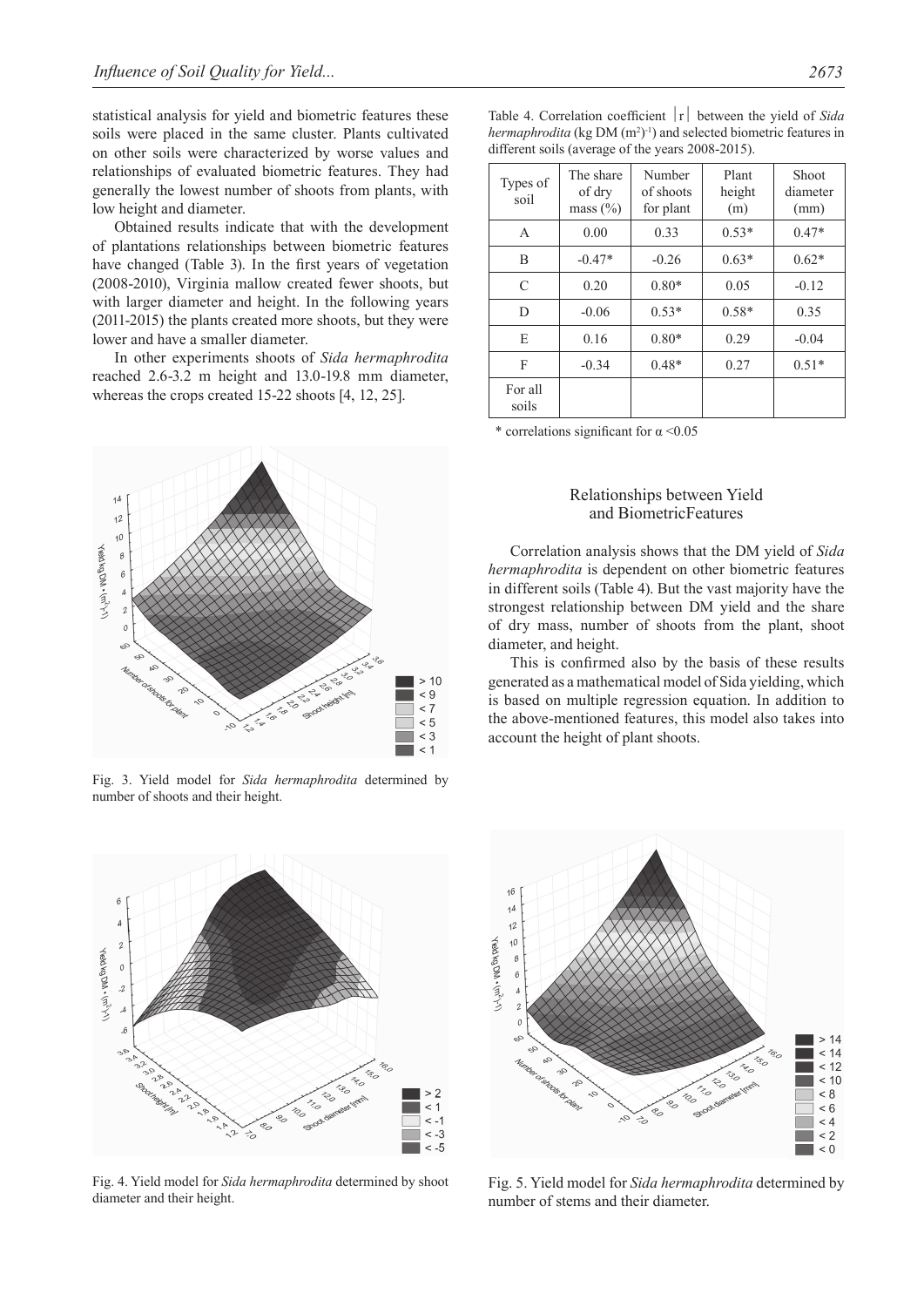statistical analysis for yield and biometric features these soils were placed in the same cluster. Plants cultivated on other soils were characterized by worse values and relationships of evaluated biometric features. They had generally the lowest number of shoots from plants, with low height and diameter.

Obtained results indicate that with the development of plantations relationships between biometric features have changed (Table 3). In the first years of vegetation (2008-2010), Virginia mallow created fewer shoots, but with larger diameter and height. In the following years (2011-2015) the plants created more shoots, but they were lower and have a smaller diameter.

In other experiments shoots of *Sida hermaphrodita* reached 2.6-3.2 m height and 13.0-19.8 mm diameter, whereas the crops created 15-22 shoots [4, 12, 25].

Fig. 3. Yield model for *Sida hermaphrodita* determined by number of shoots and their height.

Table 4. Correlation coefficient |r| between the yield of *Sida hermaphrodita* (kg DM $(m^2)^{-1}$) and selected biometric features in different soils (average of the years 2008-2015).

| Types of soil | The share of dry mass (%) | Number of shoots for plant | Plant height (m) | Shoot diameter (mm) |
|---|---|---|---|---|
| A | 0.00 | 0.33 | 0.53* | 0.47* |
| B | -0.47* | -0.26 | 0.63* | 0.62* |
| C | 0.20 | 0.80* | 0.05 | -0.12 |
| D | -0.06 | 0.53* | 0.58* | 0.35 |
| E | 0.16 | 0.80* | 0.29 | -0.04 |
| F | -0.34 | 0.48* | 0.27 | 0.51* |
| For all soils | | | | |

\* correlations significant for $\alpha < 0.05$

### Relationships between Yield and BiometricFeatures

Correlation analysis shows that the DM yield of *Sida hermaphrodita* is dependent on other biometric features in different soils (Table 4). But the vast majority have the strongest relationship between DM yield and the share of dry mass, number of shoots from the plant, shoot diameter, and height.

This is confirmed also by the basis of these results generated as a mathematical model of Sida yielding, which is based on multiple regression equation. In addition to the above-mentioned features, this model also takes into account the height of plant shoots.

Fig. 4. Yield model for *Sida hermaphrodita* determined by shoot diameter and their height.

Fig. 5. Yield model for *Sida hermaphrodita* determined by number of stems and their diameter.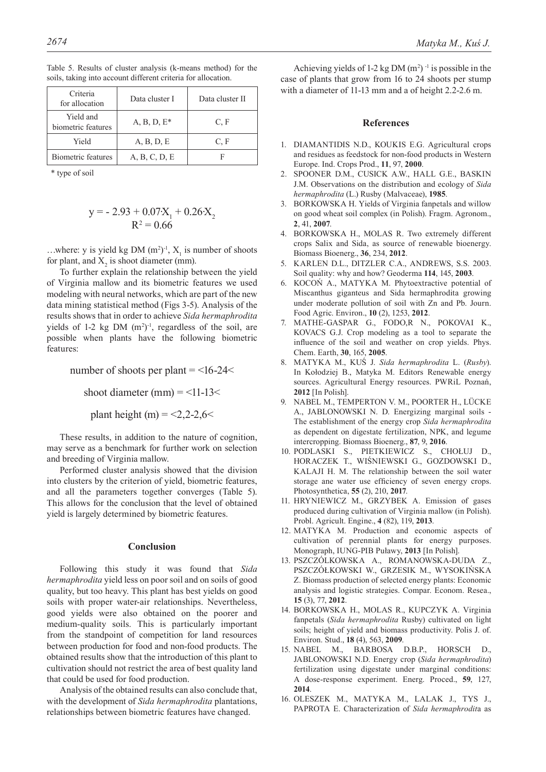Table 5. Results of cluster analysis (k-means method) for the soils, taking into account different criteria for allocation.

| Criteria for allocation | Data cluster I | Data cluster II |
|---|---|---|
| Yield and biometric features | A, B, D, E* | C, F |
| Yield | A, B, D, E | C, F |
| Biometric features | A, B, C, D, E | F |

\* type of soil

$$y = -2.93 + 0.07 \cdot X_1 + 0.26 \cdot X_2$$
$$R^2 = 0.66$$

…where: y is yield kg DM $(m^2)^{-1}$, $X_1$ is number of shoots for plant, and $X_2$ is shoot diameter (mm).

To further explain the relationship between the yield of Virginia mallow and its biometric features we used modeling with neural networks, which are part of the new data mining statistical method (Figs 3-5). Analysis of the results shows that in order to achieve *Sida hermaphrodita* yields of 1-2 kg DM $(m^2)^{-1}$, regardless of the soil, are possible when plants have the following biometric features:

number of shoots per plant = <16-24<

shoot diameter (mm) = <11-13<

plant height (m) = <2,2-2,6<

These results, in addition to the nature of cognition, may serve as a benchmark for further work on selection and breeding of Virginia mallow.

Performed cluster analysis showed that the division into clusters by the criterion of yield, biometric features, and all the parameters together converges (Table 5). This allows for the conclusion that the level of obtained yield is largely determined by biometric features.

## Conclusion

Following this study it was found that *Sida hermaphrodita* yield less on poor soil and on soils of good quality, but too heavy. This plant has best yields on good soils with proper water-air relationships. Nevertheless, good yields were also obtained on the poorer and medium-quality soils. This is particularly important from the standpoint of competition for land resources between production for food and non-food products. The obtained results show that the introduction of this plant to cultivation should not restrict the area of best quality land that could be used for food production.

Analysis of the obtained results can also conclude that, with the development of *Sida hermaphrodita* plantations, relationships between biometric features have changed.

Achieving yields of 1-2 kg DM $(m^2)^{-1}$ is possible in the case of plants that grow from 16 to 24 shoots per stump with a diameter of 11-13 mm and a of height 2.2-2.6 m.

## References

1. DIAMANTIDIS N.D., KOUKIS E.G. Agricultural crops and residues as feedstock for non-food products in Western Europe. Ind. Crops Prod., **11**, 97, **2000**.
2. SPOONER D.M., CUSICK A.W., HALL G.E., BASKIN J.M. Observations on the distribution and ecology of *Sida hermaphrodita* (L.) Rusby (Malvaceae), **1985**.
3. BORKOWSKA H. Yields of Virginia fanpetals and willow on good wheat soil complex (in Polish). Fragm. Agronom., **2**, 41, **2007**.
4. BORKOWSKA H., MOLAS R. Two extremely different crops Salix and Sida, as source of renewable bioenergy. Biomass Bioenerg., **36**, 234, **2012**.
5. KARLEN D.L., DITZLER C.A., ANDREWS, S.S. 2003. Soil quality: why and how? Geoderma **114**, 145, **2003**.
6. KOCOŃ A., MATYKA M. Phytoextractive potential of Miscanthus giganteus and Sida hermaphrodita growing under moderate pollution of soil with Zn and Pb. Journ. Food Agric. Environ., **10** (2), 1253, **2012**.
7. MATHE-GASPAR G., FODO,R N., POKOVAI K., KOVACS G.J. Crop modeling as a tool to separate the influence of the soil and weather on crop yields. Phys. Chem. Earth, **30**, 165, **2005**.
8. MATYKA M., KUŚ J. *Sida hermaphrodita* L. (*Rusby*). In Kołodziej B., Matyka M. Editors Renewable energy sources. Agricultural Energy resources. PWRiL Poznań, **2012** [In Polish].
9. NABEL M., TEMPERTON V. M., POORTER H., LÜCKE A., JABLONOWSKI N. D. Energizing marginal soils - The establishment of the energy crop *Sida hermaphrodita* as dependent on digestate fertilization, NPK, and legume intercropping. Biomass Bioenerg., **87**, 9, **2016**.
10. PODLASKI S., PIETKIEWICZ S., CHOŁUJ D., HORACZEK T., WIŚNIEWSKI G., GOZDOWSKI D., KALAJI H. M. The relationship between the soil water storage ane water use efficiency of seven energy crops. Photosynthetica, **55** (2), 210, **2017**.
11. HRYNIEWICZ M., GRZYBEK A. Emission of gases produced during cultivation of Virginia mallow (in Polish). Probl. Agricult. Engine., **4** (82), 119, **2013**.
12. MATYKA M. Production and economic aspects of cultivation of perennial plants for energy purposes. Monograph, IUNG-PIB Puławy, **2013** [In Polish].
13. PSZCZÓLKOWSKA A., ROMANOWSKA-DUDA Z., PSZCZÓŁKOWSKI W., GRZESIK M., WYSOKIŃSKA Z. Biomass production of selected energy plants: Economic analysis and logistic strategies. Compar. Econom. Resea., **15** (3), 77, **2012**.
14. BORKOWSKA H., MOLAS R., KUPCZYK A. Virginia fanpetals (*Sida hermaphrodita* Rusby) cultivated on light soils; height of yield and biomass productivity. Polis J. of. Environ. Stud., **18** (4), 563, **2009**.
15. NABEL M., BARBOSA D.B.P., HORSCH D., JABLONOWSKI N.D. Energy crop (*Sida hermaphrodita*) fertilization using digestate under marginal conditions: A dose-response experiment. Energ. Proced., **59**, 127, **2014**.
16. OLESZEK M., MATYKA M., LALAK J., TYS J., PAPROTA E. Characterization of *Sida hermaphrodit*a as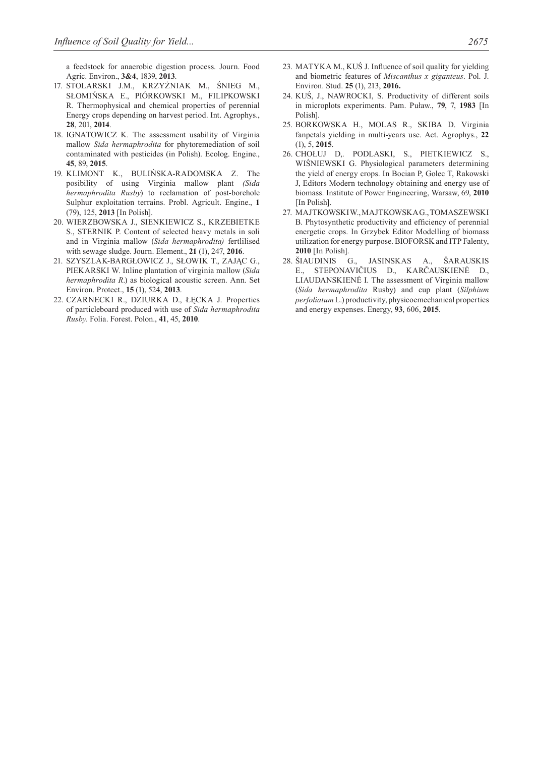a feedstock for anaerobic digestion process. Journ. Food Agric. Environ., **3&4**, 1839, **2013**.

17. STOLARSKI J.M., KRZYŻNIAK M., ŚNIEG M., SŁOMIŃSKA E., PIÓRKOWSKI M., FILIPKOWSKI R. Thermophysical and chemical properties of perennial Energy crops depending on harvest period. Int. Agrophys., **28**, 201, **2014**.
18. IGNATOWICZ K. The assessment usability of Virginia mallow *Sida hermaphrodita* for phytoremediation of soil contaminated with pesticides (in Polish). Ecolog. Engine., **45**, 89, **2015**.
19. KLIMONT K., BULIŃSKA-RADOMSKA Z. The posibility of using Virginia mallow plant *(Sida hermaphrodita Rusby*) to reclamation of post-borehole Sulphur exploitation terrains. Probl. Agricult. Engine., **1** (79), 125, **2013** [In Polish].
20. WIERZBOWSKA J., SIENKIEWICZ S., KRZEBIETKE S., STERNIK P. Content of selected heavy metals in soli and in Virginia mallow (*Sida hermaphrodita)* fertlilised with sewage sludge. Journ. Element., **21** (1), 247, **2016**.
21. SZYSZLAK-BARGŁOWICZ J., SŁOWIK T., ZAJĄC G., PIEKARSKI W. Inline plantation of virginia mallow (*Sida hermaphrodita R*.) as biological acoustic screen. Ann. Set Environ. Protect., **15** (1), 524, **2013**.
22. CZARNECKI R., DZIURKA D., ŁĘCKA J. Properties of particleboard produced with use of *Sida hermaphrodita Rusby*. Folia. Forest. Polon., **41**, 45, **2010**.
23. MATYKA M., KUŚ J. Influence of soil quality for yielding and biometric features of *Miscanthus x giganteus*. Pol. J. Environ. Stud. **25** (1), 213, **2016.**
24. KUŚ, J., NAWROCKI, S. Productivity of different soils in microplots experiments. Pam. Puław., **79**, 7, **1983** [In Polish].
25. BORKOWSKA H., MOLAS R., SKIBA D. Virginia fanpetals yielding in multi-years use. Act. Agrophys., **22** (1), 5, **2015**.
26. CHOŁUJ D,. PODLASKI, S., PIETKIEWICZ S., WIŚNIEWSKI G. Physiological parameters determining the yield of energy crops. In Bocian P, Golec T, Rakowski J, Editors Modern technology obtaining and energy use of biomass. Institute of Power Engineering, Warsaw, 69, **2010** [In Polish].
27. MAJTKOWSKI W., MAJTKOWSKA G., TOMASZEWSKI B. Phytosynthetic productivity and efficiency of perennial energetic crops. In Grzybek Editor Modelling of biomass utilization for energy purpose. BIOFORSK and ITP Falenty, **2010** [In Polish].
28. ŠIAUDINIS G., JASINSKAS A., ŠARAUSKIS E., STEPONAVIČIUS D., KARČAUSKIENĖ D., LIAUDANSKIENĖ I. The assessment of Virginia mallow (*Sida hermaphrodita* Rusby) and cup plant (*Silphium perfoliatum* L.) productivity, physicoemechanical properties and energy expenses. Energy, **93**, 606, **2015**.